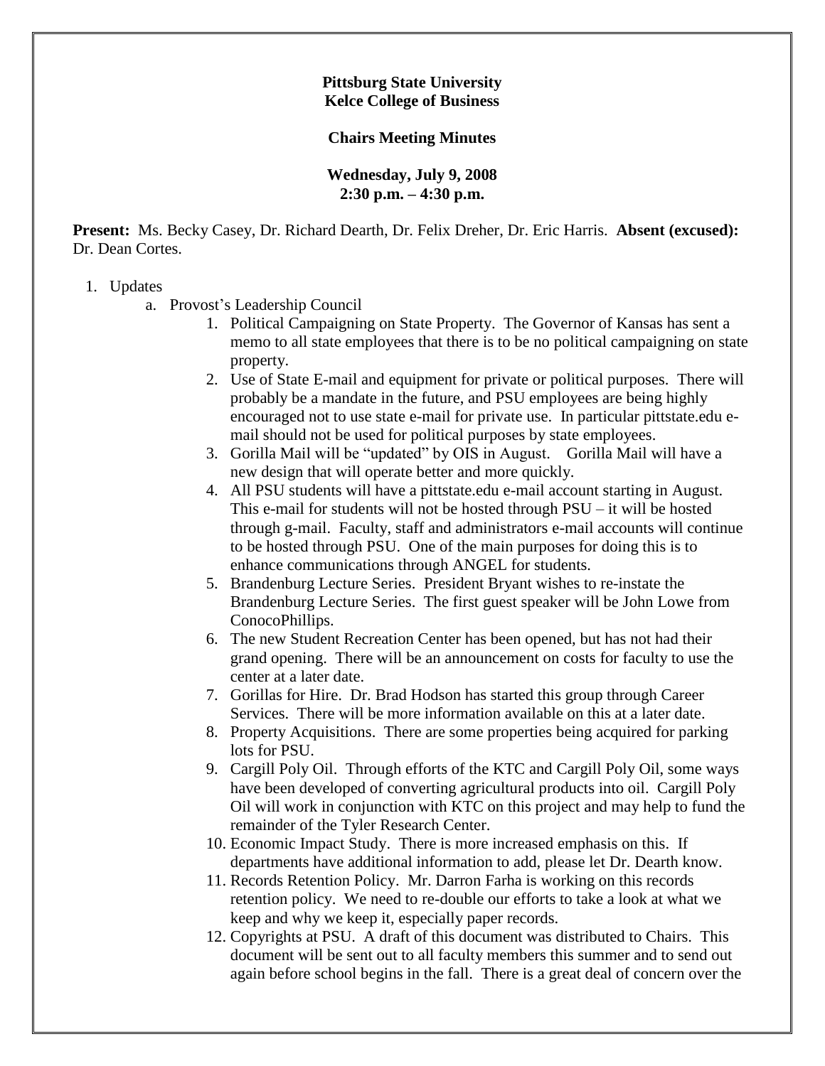**Pittsburg State University**
**Kelce College of Business**

**Chairs Meeting Minutes**

**Wednesday, July 9, 2008**
**2:30 p.m. – 4:30 p.m.**

**Present:** Ms. Becky Casey, Dr. Richard Dearth, Dr. Felix Dreher, Dr. Eric Harris. **Absent (excused):** Dr. Dean Cortes.

1. Updates
   a. Provost's Leadership Council
      1. Political Campaigning on State Property. The Governor of Kansas has sent a memo to all state employees that there is to be no political campaigning on state property.
      2. Use of State E-mail and equipment for private or political purposes. There will probably be a mandate in the future, and PSU employees are being highly encouraged not to use state e-mail for private use. In particular pittstate.edu e-mail should not be used for political purposes by state employees.
      3. Gorilla Mail will be "updated" by OIS in August. Gorilla Mail will have a new design that will operate better and more quickly.
      4. All PSU students will have a pittstate.edu e-mail account starting in August. This e-mail for students will not be hosted through PSU – it will be hosted through g-mail. Faculty, staff and administrators e-mail accounts will continue to be hosted through PSU. One of the main purposes for doing this is to enhance communications through ANGEL for students.
      5. Brandenburg Lecture Series. President Bryant wishes to re-instate the Brandenburg Lecture Series. The first guest speaker will be John Lowe from ConocoPhillips.
      6. The new Student Recreation Center has been opened, but has not had their grand opening. There will be an announcement on costs for faculty to use the center at a later date.
      7. Gorillas for Hire. Dr. Brad Hodson has started this group through Career Services. There will be more information available on this at a later date.
      8. Property Acquisitions. There are some properties being acquired for parking lots for PSU.
      9. Cargill Poly Oil. Through efforts of the KTC and Cargill Poly Oil, some ways have been developed of converting agricultural products into oil. Cargill Poly Oil will work in conjunction with KTC on this project and may help to fund the remainder of the Tyler Research Center.
      10. Economic Impact Study. There is more increased emphasis on this. If departments have additional information to add, please let Dr. Dearth know.
      11. Records Retention Policy. Mr. Darron Farha is working on this records retention policy. We need to re-double our efforts to take a look at what we keep and why we keep it, especially paper records.
      12. Copyrights at PSU. A draft of this document was distributed to Chairs. This document will be sent out to all faculty members this summer and to send out again before school begins in the fall. There is a great deal of concern over the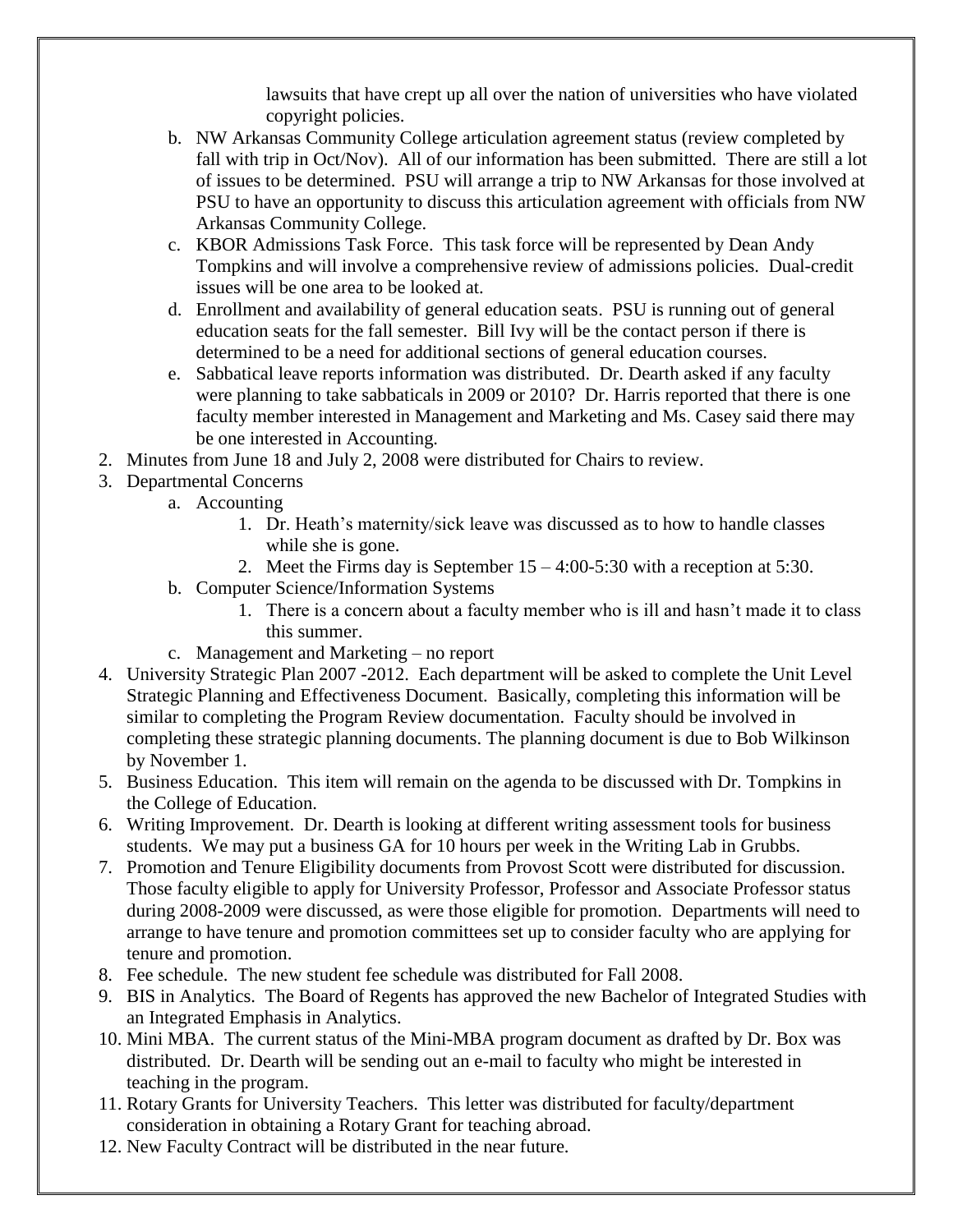lawsuits that have crept up all over the nation of universities who have violated copyright policies.

   b. NW Arkansas Community College articulation agreement status (review completed by fall with trip in Oct/Nov). All of our information has been submitted. There are still a lot of issues to be determined. PSU will arrange a trip to NW Arkansas for those involved at PSU to have an opportunity to discuss this articulation agreement with officials from NW Arkansas Community College.
   c. KBOR Admissions Task Force. This task force will be represented by Dean Andy Tompkins and will involve a comprehensive review of admissions policies. Dual-credit issues will be one area to be looked at.
   d. Enrollment and availability of general education seats. PSU is running out of general education seats for the fall semester. Bill Ivy will be the contact person if there is determined to be a need for additional sections of general education courses.
   e. Sabbatical leave reports information was distributed. Dr. Dearth asked if any faculty were planning to take sabbaticals in 2009 or 2010? Dr. Harris reported that there is one faculty member interested in Management and Marketing and Ms. Casey said there may be one interested in Accounting.

2. Minutes from June 18 and July 2, 2008 were distributed for Chairs to review.
3. Departmental Concerns
   a. Accounting
      1. Dr. Heath's maternity/sick leave was discussed as to how to handle classes while she is gone.
      2. Meet the Firms day is September 15 – 4:00-5:30 with a reception at 5:30.
   b. Computer Science/Information Systems
      1. There is a concern about a faculty member who is ill and hasn't made it to class this summer.
   c. Management and Marketing – no report
4. University Strategic Plan 2007 -2012. Each department will be asked to complete the Unit Level Strategic Planning and Effectiveness Document. Basically, completing this information will be similar to completing the Program Review documentation. Faculty should be involved in completing these strategic planning documents. The planning document is due to Bob Wilkinson by November 1.
5. Business Education. This item will remain on the agenda to be discussed with Dr. Tompkins in the College of Education.
6. Writing Improvement. Dr. Dearth is looking at different writing assessment tools for business students. We may put a business GA for 10 hours per week in the Writing Lab in Grubbs.
7. Promotion and Tenure Eligibility documents from Provost Scott were distributed for discussion. Those faculty eligible to apply for University Professor, Professor and Associate Professor status during 2008-2009 were discussed, as were those eligible for promotion. Departments will need to arrange to have tenure and promotion committees set up to consider faculty who are applying for tenure and promotion.
8. Fee schedule. The new student fee schedule was distributed for Fall 2008.
9. BIS in Analytics. The Board of Regents has approved the new Bachelor of Integrated Studies with an Integrated Emphasis in Analytics.
10. Mini MBA. The current status of the Mini-MBA program document as drafted by Dr. Box was distributed. Dr. Dearth will be sending out an e-mail to faculty who might be interested in teaching in the program.
11. Rotary Grants for University Teachers. This letter was distributed for faculty/department consideration in obtaining a Rotary Grant for teaching abroad.
12. New Faculty Contract will be distributed in the near future.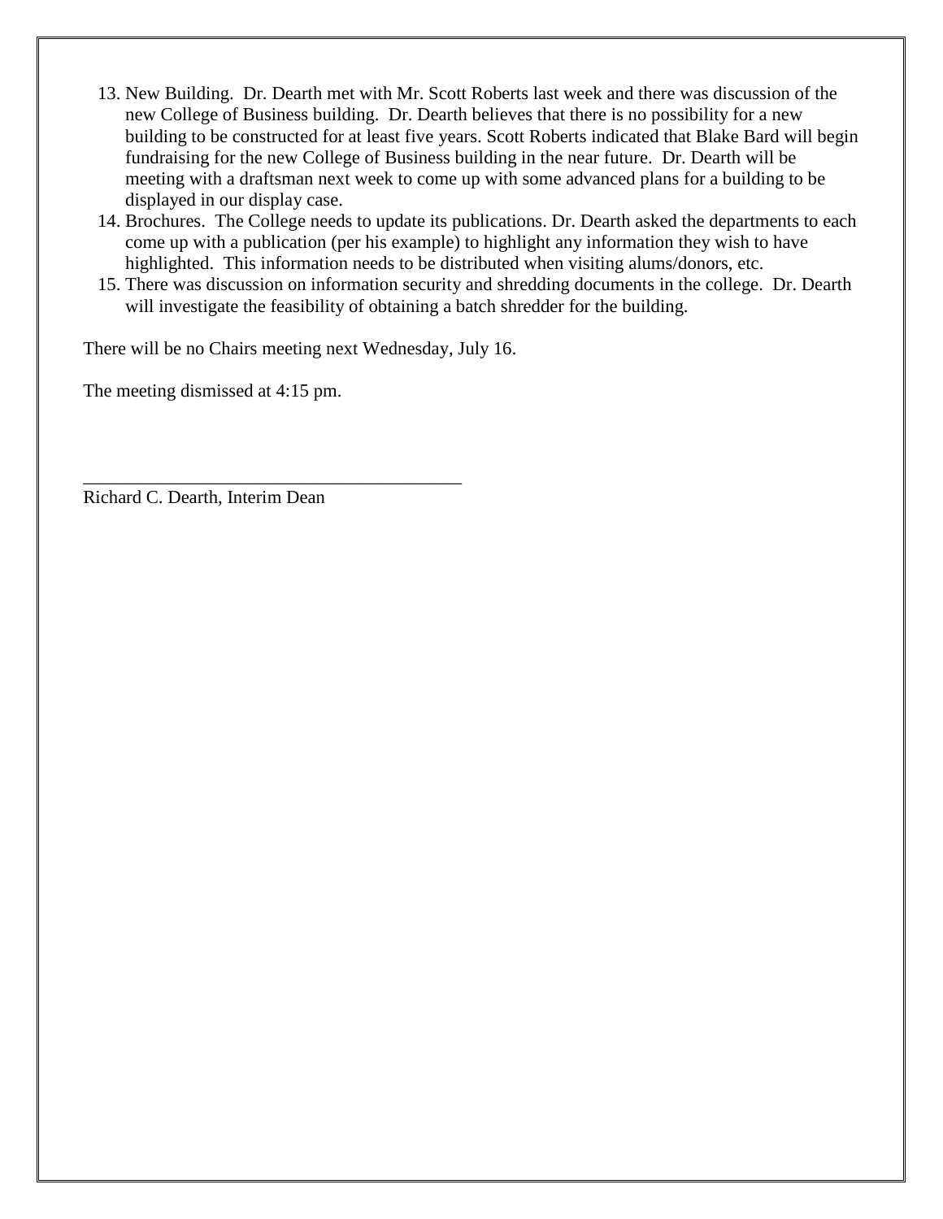13. New Building. Dr. Dearth met with Mr. Scott Roberts last week and there was discussion of the new College of Business building. Dr. Dearth believes that there is no possibility for a new building to be constructed for at least five years. Scott Roberts indicated that Blake Bard will begin fundraising for the new College of Business building in the near future. Dr. Dearth will be meeting with a draftsman next week to come up with some advanced plans for a building to be displayed in our display case.
14. Brochures. The College needs to update its publications. Dr. Dearth asked the departments to each come up with a publication (per his example) to highlight any information they wish to have highlighted. This information needs to be distributed when visiting alums/donors, etc.
15. There was discussion on information security and shredding documents in the college. Dr. Dearth will investigate the feasibility of obtaining a batch shredder for the building.

There will be no Chairs meeting next Wednesday, July 16.

The meeting dismissed at 4:15 pm.

\_\_\_\_\_\_\_\_\_\_\_\_\_\_\_\_\_\_\_\_\_\_\_\_\_\_\_\_\_\_\_\_\_\_\_\_\_\_\_\_\_\_

Richard C. Dearth, Interim Dean